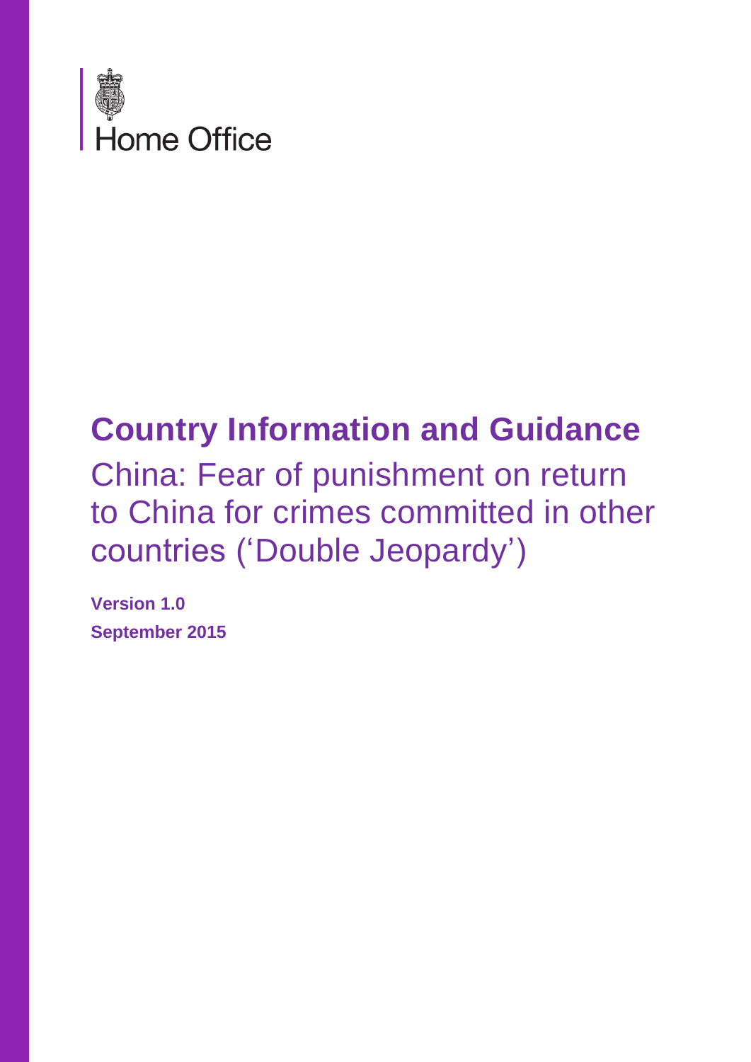Home Office

# Country Information and Guidance

## China: Fear of punishment on return to China for crimes committed in other countries ('Double Jeopardy')

**Version 1.0**

**September 2015**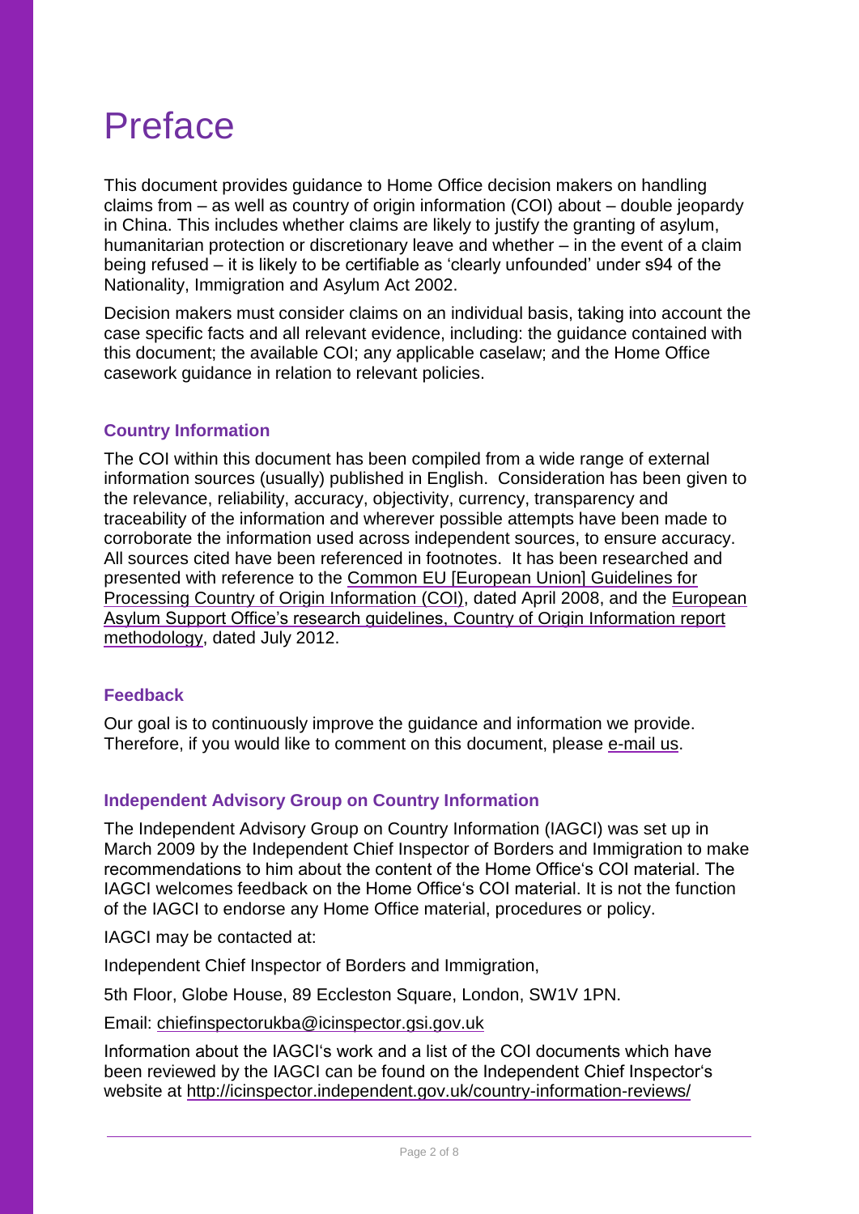# Preface

This document provides guidance to Home Office decision makers on handling claims from – as well as country of origin information (COI) about – double jeopardy in China. This includes whether claims are likely to justify the granting of asylum, humanitarian protection or discretionary leave and whether – in the event of a claim being refused – it is likely to be certifiable as 'clearly unfounded' under s94 of the Nationality, Immigration and Asylum Act 2002.

Decision makers must consider claims on an individual basis, taking into account the case specific facts and all relevant evidence, including: the guidance contained with this document; the available COI; any applicable caselaw; and the Home Office casework guidance in relation to relevant policies.

### Country Information

The COI within this document has been compiled from a wide range of external information sources (usually) published in English. Consideration has been given to the relevance, reliability, accuracy, objectivity, currency, transparency and traceability of the information and wherever possible attempts have been made to corroborate the information used across independent sources, to ensure accuracy. All sources cited have been referenced in footnotes. It has been researched and presented with reference to the Common EU [European Union] Guidelines for Processing Country of Origin Information (COI), dated April 2008, and the European Asylum Support Office's research guidelines, Country of Origin Information report methodology, dated July 2012.

### Feedback

Our goal is to continuously improve the guidance and information we provide. Therefore, if you would like to comment on this document, please e-mail us.

### Independent Advisory Group on Country Information

The Independent Advisory Group on Country Information (IAGCI) was set up in March 2009 by the Independent Chief Inspector of Borders and Immigration to make recommendations to him about the content of the Home Office's COI material. The IAGCI welcomes feedback on the Home Office's COI material. It is not the function of the IAGCI to endorse any Home Office material, procedures or policy.

IAGCI may be contacted at:

Independent Chief Inspector of Borders and Immigration,

5th Floor, Globe House, 89 Eccleston Square, London, SW1V 1PN.

Email: chiefinspectorukba@icinspector.gsi.gov.uk

Information about the IAGCI's work and a list of the COI documents which have been reviewed by the IAGCI can be found on the Independent Chief Inspector's website at http://icinspector.independent.gov.uk/country-information-reviews/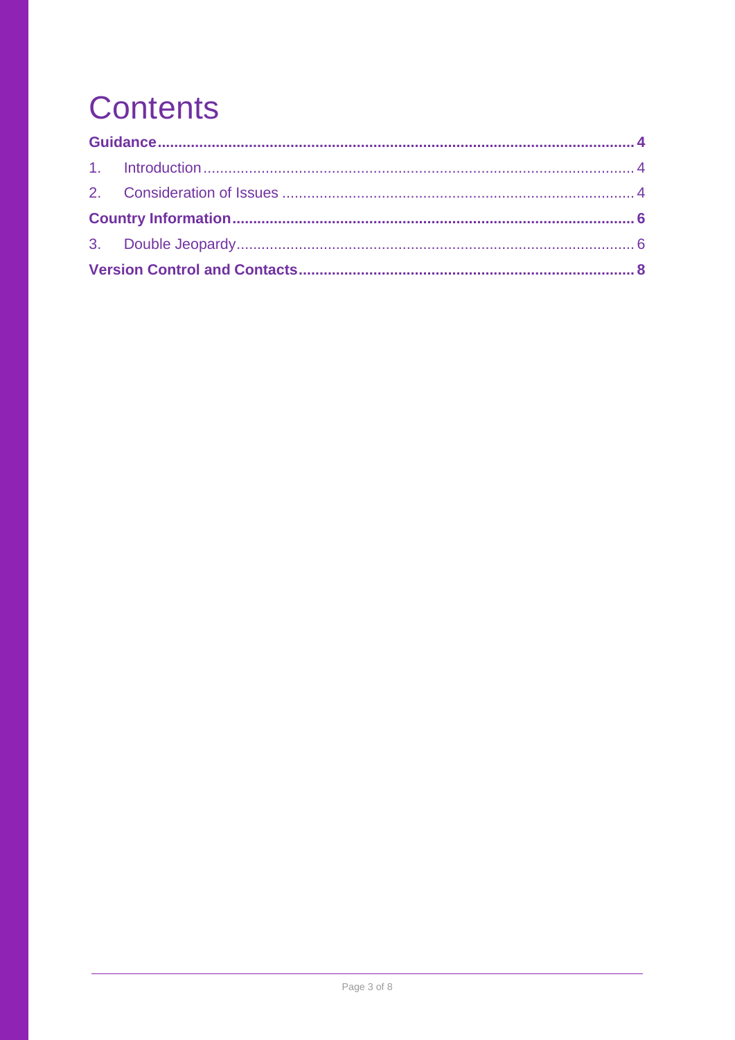# Contents

**Guidance** ........ **4**

1. Introduction ........ 4
2. Consideration of Issues ........ 4

**Country Information** ........ **6**

3. Double Jeopardy ........ 6

**Version Control and Contacts** ........ **8**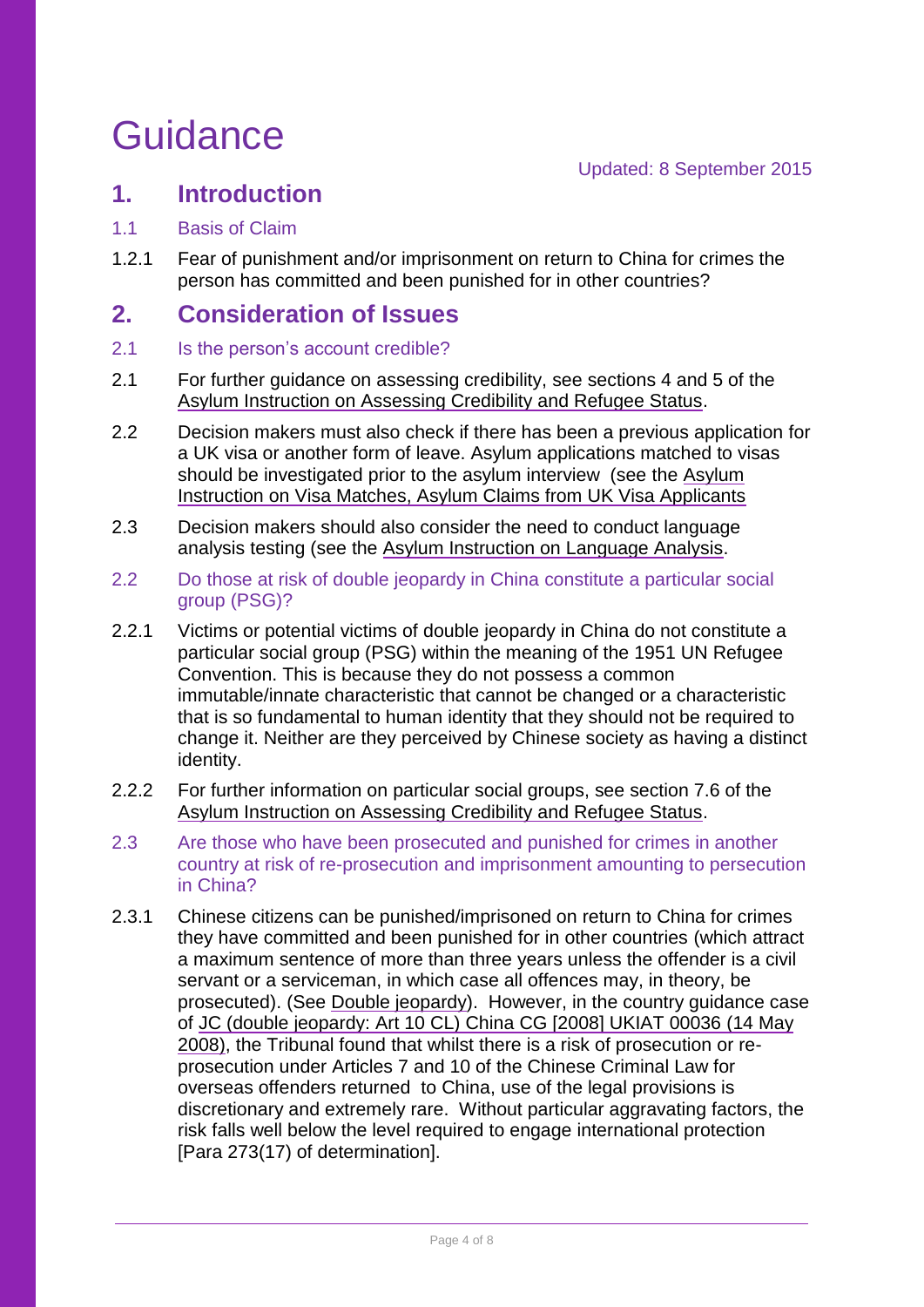# Guidance

Updated: 8 September 2015

## 1. Introduction

### 1.1 Basis of Claim

1.2.1 Fear of punishment and/or imprisonment on return to China for crimes the person has committed and been punished for in other countries?

## 2. Consideration of Issues

### 2.1 Is the person's account credible?

2.1 For further guidance on assessing credibility, see sections 4 and 5 of the Asylum Instruction on Assessing Credibility and Refugee Status.

2.2 Decision makers must also check if there has been a previous application for a UK visa or another form of leave. Asylum applications matched to visas should be investigated prior to the asylum interview (see the Asylum Instruction on Visa Matches, Asylum Claims from UK Visa Applicants

2.3 Decision makers should also consider the need to conduct language analysis testing (see the Asylum Instruction on Language Analysis.

### 2.2 Do those at risk of double jeopardy in China constitute a particular social group (PSG)?

2.2.1 Victims or potential victims of double jeopardy in China do not constitute a particular social group (PSG) within the meaning of the 1951 UN Refugee Convention. This is because they do not possess a common immutable/innate characteristic that cannot be changed or a characteristic that is so fundamental to human identity that they should not be required to change it. Neither are they perceived by Chinese society as having a distinct identity.

2.2.2 For further information on particular social groups, see section 7.6 of the Asylum Instruction on Assessing Credibility and Refugee Status.

### 2.3 Are those who have been prosecuted and punished for crimes in another country at risk of re-prosecution and imprisonment amounting to persecution in China?

2.3.1 Chinese citizens can be punished/imprisoned on return to China for crimes they have committed and been punished for in other countries (which attract a maximum sentence of more than three years unless the offender is a civil servant or a serviceman, in which case all offences may, in theory, be prosecuted). (See Double jeopardy). However, in the country guidance case of JC (double jeopardy: Art 10 CL) China CG [2008] UKIAT 00036 (14 May 2008), the Tribunal found that whilst there is a risk of prosecution or re-prosecution under Articles 7 and 10 of the Chinese Criminal Law for overseas offenders returned to China, use of the legal provisions is discretionary and extremely rare. Without particular aggravating factors, the risk falls well below the level required to engage international protection [Para 273(17) of determination].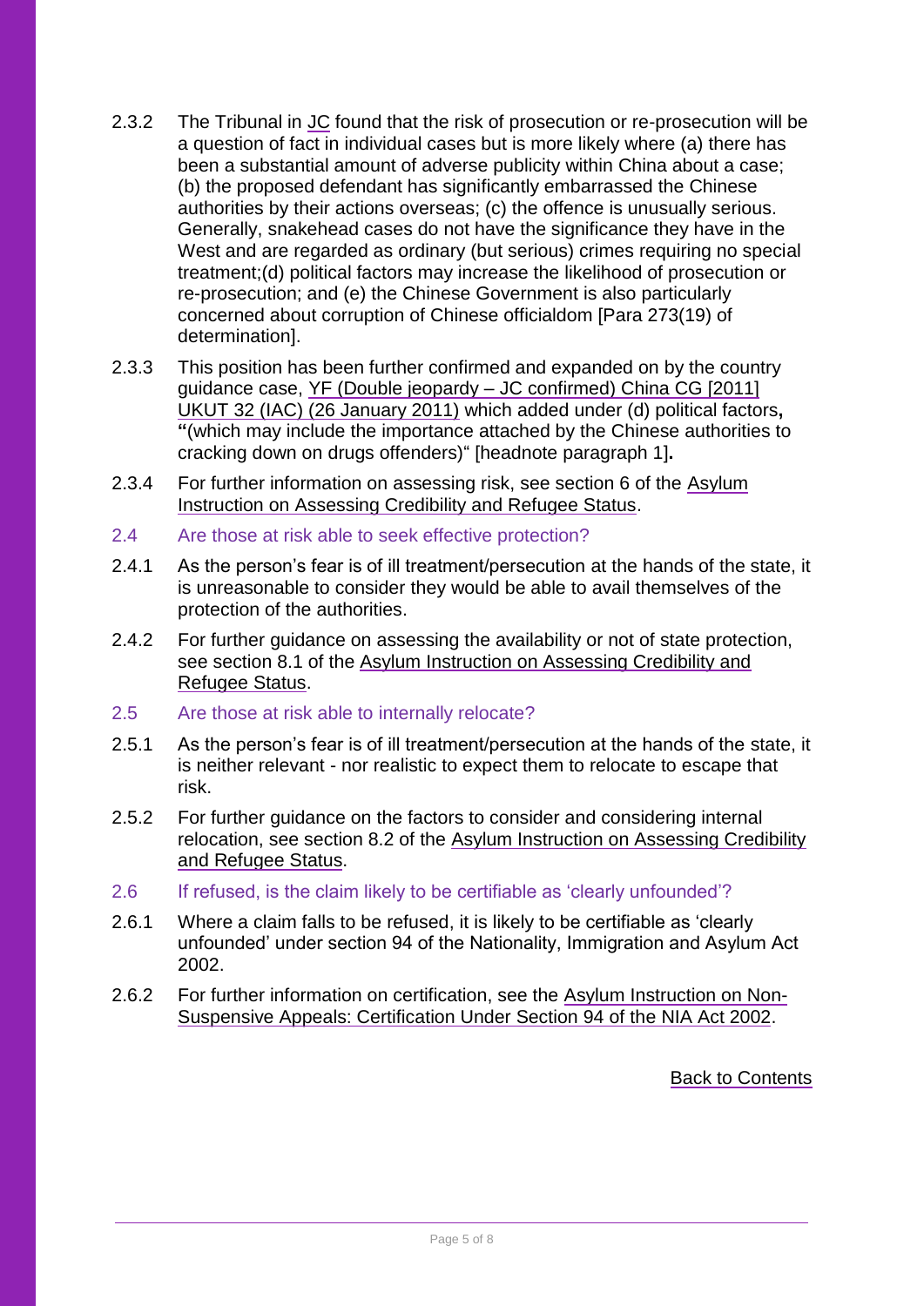2.3.2 The Tribunal in JC found that the risk of prosecution or re-prosecution will be a question of fact in individual cases but is more likely where (a) there has been a substantial amount of adverse publicity within China about a case; (b) the proposed defendant has significantly embarrassed the Chinese authorities by their actions overseas; (c) the offence is unusually serious. Generally, snakehead cases do not have the significance they have in the West and are regarded as ordinary (but serious) crimes requiring no special treatment;(d) political factors may increase the likelihood of prosecution or re-prosecution; and (e) the Chinese Government is also particularly concerned about corruption of Chinese officialdom [Para 273(19) of determination].

2.3.3 This position has been further confirmed and expanded on by the country guidance case, YF (Double jeopardy – JC confirmed) China CG [2011] UKUT 32 (IAC) (26 January 2011) which added under (d) political factors**,** **"**(which may include the importance attached by the Chinese authorities to cracking down on drugs offenders)" [headnote paragraph 1]**.**

2.3.4 For further information on assessing risk, see section 6 of the Asylum Instruction on Assessing Credibility and Refugee Status.

### 2.4 Are those at risk able to seek effective protection?

2.4.1 As the person's fear is of ill treatment/persecution at the hands of the state, it is unreasonable to consider they would be able to avail themselves of the protection of the authorities.

2.4.2 For further guidance on assessing the availability or not of state protection, see section 8.1 of the Asylum Instruction on Assessing Credibility and Refugee Status.

### 2.5 Are those at risk able to internally relocate?

2.5.1 As the person's fear is of ill treatment/persecution at the hands of the state, it is neither relevant - nor realistic to expect them to relocate to escape that risk.

2.5.2 For further guidance on the factors to consider and considering internal relocation, see section 8.2 of the Asylum Instruction on Assessing Credibility and Refugee Status.

### 2.6 If refused, is the claim likely to be certifiable as 'clearly unfounded'?

2.6.1 Where a claim falls to be refused, it is likely to be certifiable as 'clearly unfounded' under section 94 of the Nationality, Immigration and Asylum Act 2002.

2.6.2 For further information on certification, see the Asylum Instruction on Non-Suspensive Appeals: Certification Under Section 94 of the NIA Act 2002.

Back to Contents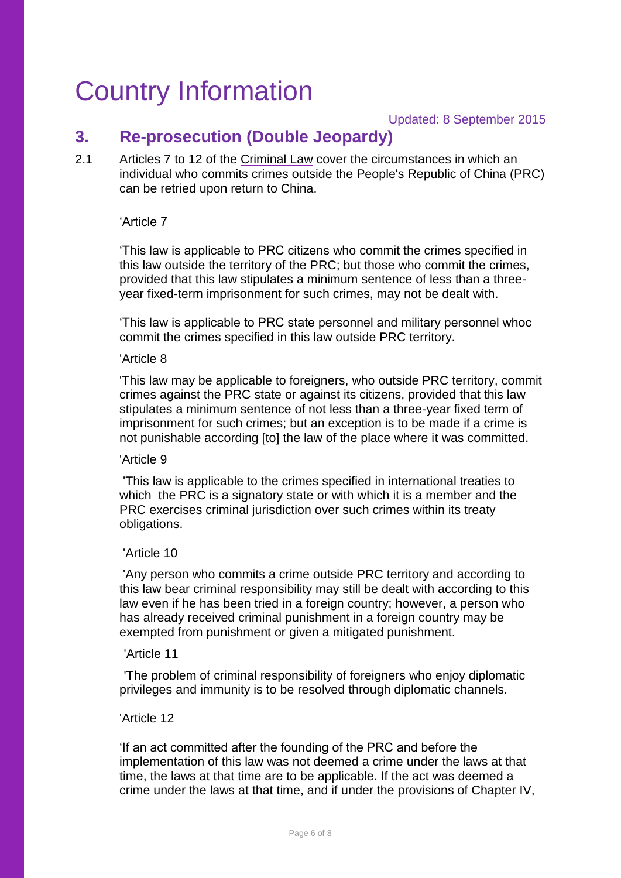# Country Information

Updated: 8 September 2015

## 3. Re-prosecution (Double Jeopardy)

2.1 Articles 7 to 12 of the Criminal Law cover the circumstances in which an individual who commits crimes outside the People's Republic of China (PRC) can be retried upon return to China.

> 'Article 7
>
> 'This law is applicable to PRC citizens who commit the crimes specified in this law outside the territory of the PRC; but those who commit the crimes, provided that this law stipulates a minimum sentence of less than a three-year fixed-term imprisonment for such crimes, may not be dealt with.
>
> 'This law is applicable to PRC state personnel and military personnel whoc commit the crimes specified in this law outside PRC territory.
>
> 'Article 8
>
> 'This law may be applicable to foreigners, who outside PRC territory, commit crimes against the PRC state or against its citizens, provided that this law stipulates a minimum sentence of not less than a three-year fixed term of imprisonment for such crimes; but an exception is to be made if a crime is not punishable according [to] the law of the place where it was committed.
>
> 'Article 9
>
> 'This law is applicable to the crimes specified in international treaties to which the PRC is a signatory state or with which it is a member and the PRC exercises criminal jurisdiction over such crimes within its treaty obligations.
>
> 'Article 10
>
> 'Any person who commits a crime outside PRC territory and according to this law bear criminal responsibility may still be dealt with according to this law even if he has been tried in a foreign country; however, a person who has already received criminal punishment in a foreign country may be exempted from punishment or given a mitigated punishment.
>
> 'Article 11
>
> 'The problem of criminal responsibility of foreigners who enjoy diplomatic privileges and immunity is to be resolved through diplomatic channels.
>
> 'Article 12
>
> 'If an act committed after the founding of the PRC and before the implementation of this law was not deemed a crime under the laws at that time, the laws at that time are to be applicable. If the act was deemed a crime under the laws at that time, and if under the provisions of Chapter IV,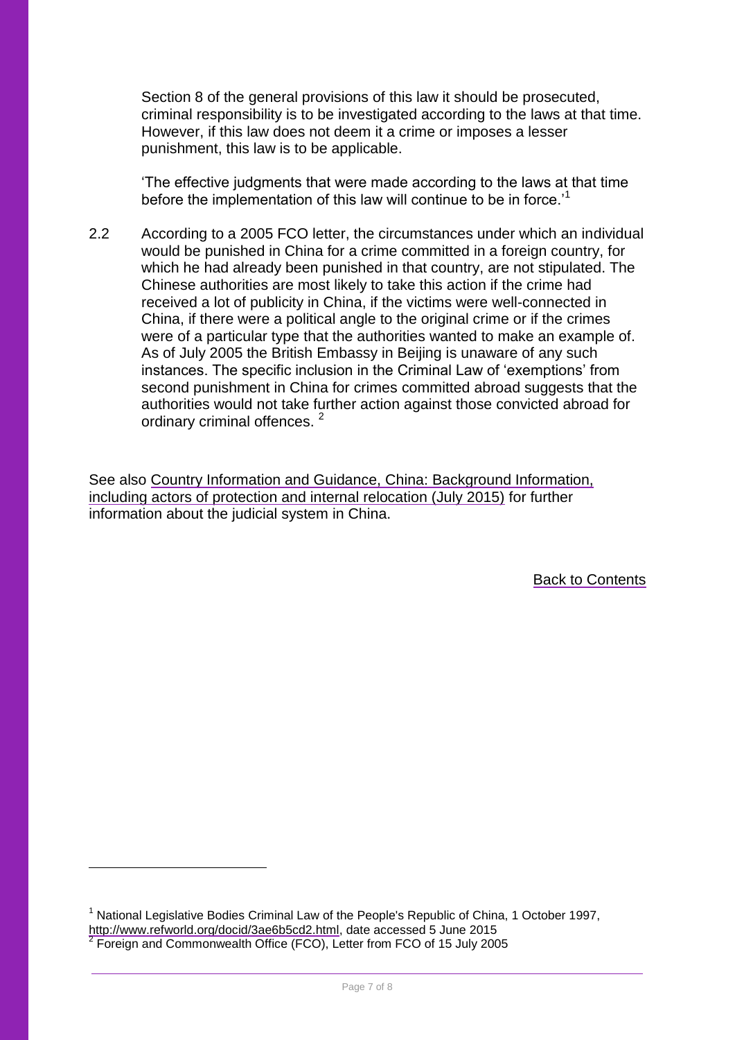Section 8 of the general provisions of this law it should be prosecuted, criminal responsibility is to be investigated according to the laws at that time. However, if this law does not deem it a crime or imposes a lesser punishment, this law is to be applicable.

'The effective judgments that were made according to the laws at that time before the implementation of this law will continue to be in force.'[1]

2.2 According to a 2005 FCO letter, the circumstances under which an individual would be punished in China for a crime committed in a foreign country, for which he had already been punished in that country, are not stipulated. The Chinese authorities are most likely to take this action if the crime had received a lot of publicity in China, if the victims were well-connected in China, if there were a political angle to the original crime or if the crimes were of a particular type that the authorities wanted to make an example of. As of July 2005 the British Embassy in Beijing is unaware of any such instances. The specific inclusion in the Criminal Law of 'exemptions' from second punishment in China for crimes committed abroad suggests that the authorities would not take further action against those convicted abroad for ordinary criminal offences. [2]

See also Country Information and Guidance, China: Background Information, including actors of protection and internal relocation (July 2015) for further information about the judicial system in China.

Back to Contents

---

[1] National Legislative Bodies Criminal Law of the People's Republic of China, 1 October 1997, http://www.refworld.org/docid/3ae6b5cd2.html, date accessed 5 June 2015

[2] Foreign and Commonwealth Office (FCO), Letter from FCO of 15 July 2005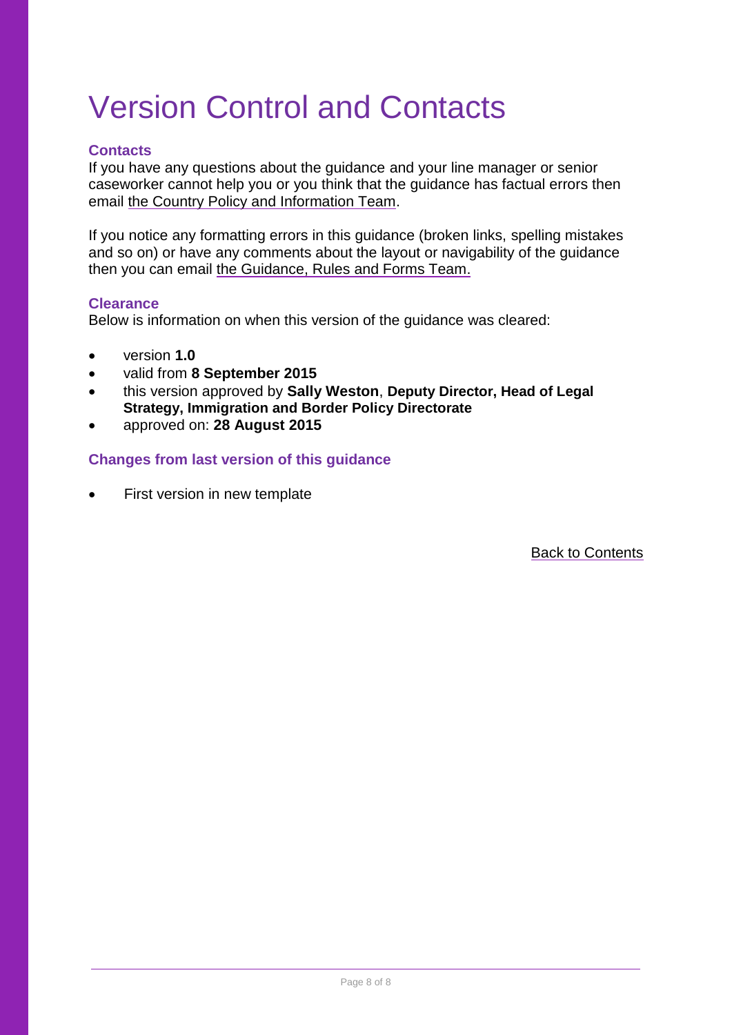# Version Control and Contacts

### Contacts

If you have any questions about the guidance and your line manager or senior caseworker cannot help you or you think that the guidance has factual errors then email the Country Policy and Information Team.

If you notice any formatting errors in this guidance (broken links, spelling mistakes and so on) or have any comments about the layout or navigability of the guidance then you can email the Guidance, Rules and Forms Team.

### Clearance

Below is information on when this version of the guidance was cleared:

- version **1.0**
- valid from **8 September 2015**
- this version approved by **Sally Weston**, **Deputy Director, Head of Legal Strategy, Immigration and Border Policy Directorate**
- approved on: **28 August 2015**

### Changes from last version of this guidance

- First version in new template

Back to Contents